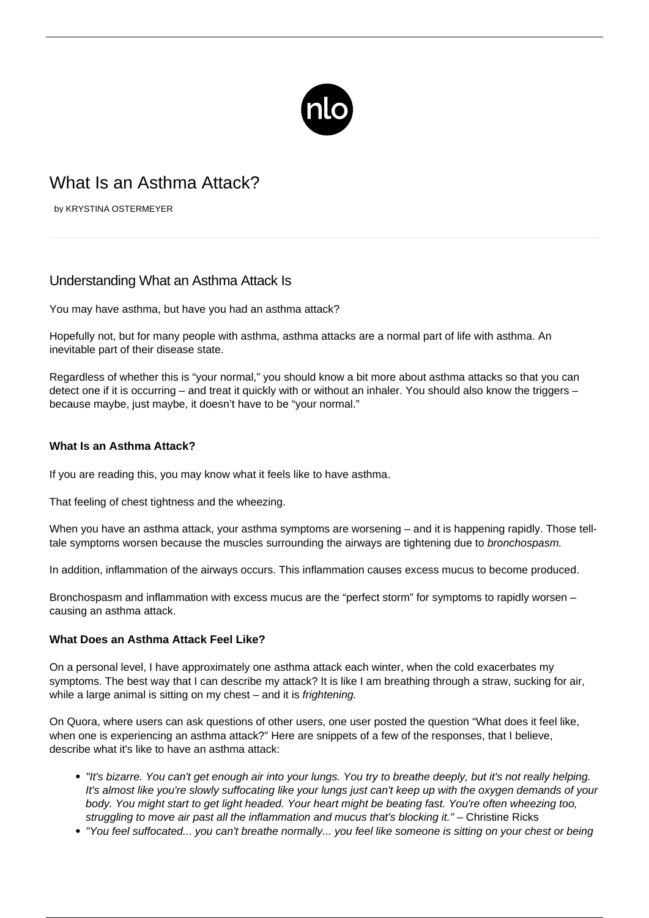# What Is an Asthma Attack?

by KRYSTINA OSTERMEYER

## Understanding What an Asthma Attack Is

You may have asthma, but have you had an asthma attack?

Hopefully not, but for many people with asthma, asthma attacks are a normal part of life with asthma. An inevitable part of their disease state.

Regardless of whether this is "your normal," you should know a bit more about asthma attacks so that you can detect one if it is occurring – and treat it quickly with or without an inhaler. You should also know the triggers – because maybe, just maybe, it doesn't have to be "your normal."

### What Is an Asthma Attack?

If you are reading this, you may know what it feels like to have asthma.

That feeling of chest tightness and the wheezing.

When you have an asthma attack, your asthma symptoms are worsening – and it is happening rapidly. Those tell-tale symptoms worsen because the muscles surrounding the airways are tightening due to *bronchospasm*.

In addition, inflammation of the airways occurs. This inflammation causes excess mucus to become produced.

Bronchospasm and inflammation with excess mucus are the "perfect storm" for symptoms to rapidly worsen – causing an asthma attack.

### What Does an Asthma Attack Feel Like?

On a personal level, I have approximately one asthma attack each winter, when the cold exacerbates my symptoms. The best way that I can describe my attack? It is like I am breathing through a straw, sucking for air, while a large animal is sitting on my chest – and it is *frightening*.

On Quora, where users can ask questions of other users, one user posted the question "What does it feel like, when one is experiencing an asthma attack?" Here are snippets of a few of the responses, that I believe, describe what it's like to have an asthma attack:

- *"It's bizarre. You can't get enough air into your lungs. You try to breathe deeply, but it's not really helping. It's almost like you're slowly suffocating like your lungs just can't keep up with the oxygen demands of your body. You might start to get light headed. Your heart might be beating fast. You're often wheezing too, struggling to move air past all the inflammation and mucus that's blocking it."* – Christine Ricks
- *"You feel suffocated... you can't breathe normally... you feel like someone is sitting on your chest or being*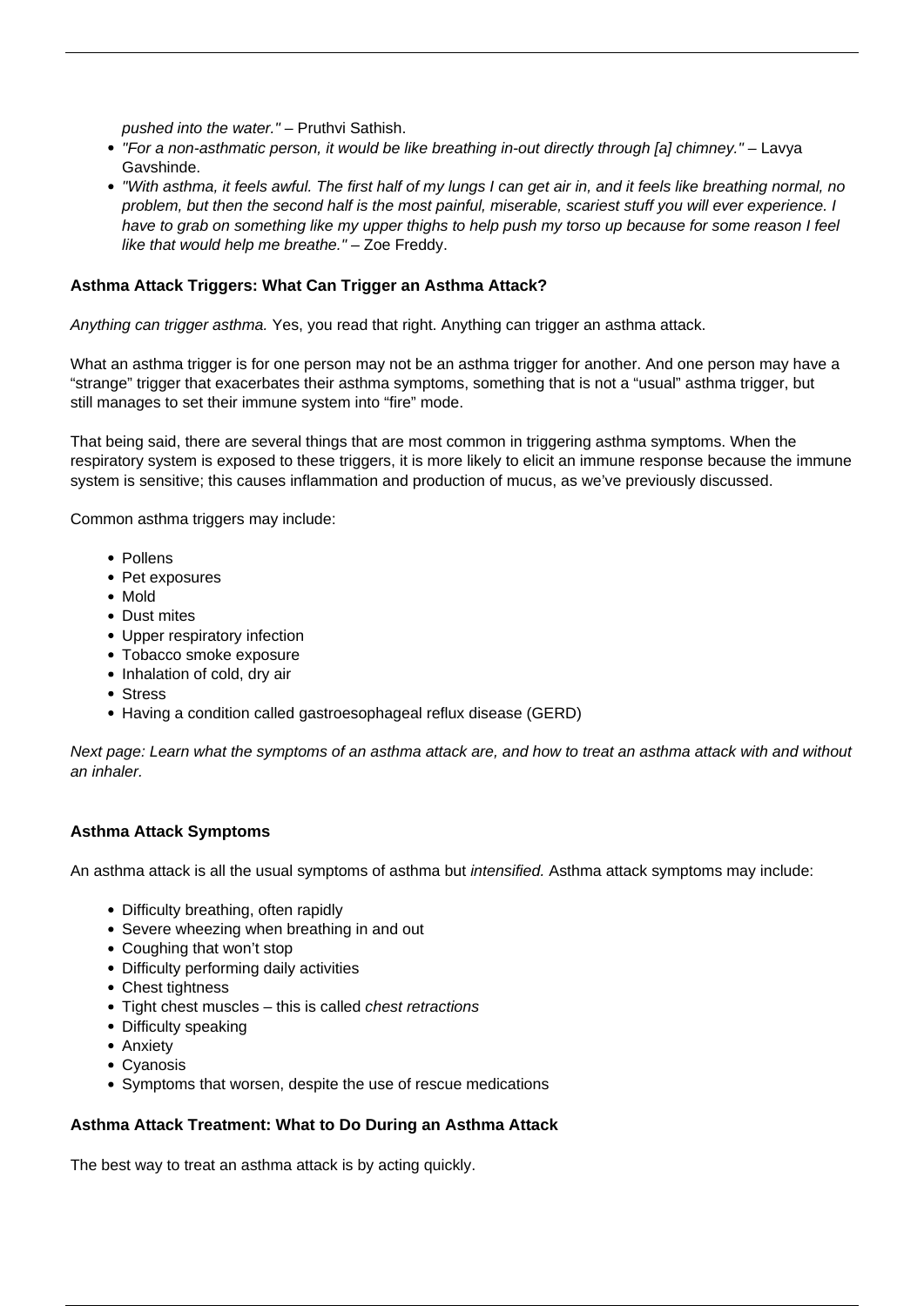*pushed into the water."* – Pruthvi Sathish.

- *"For a non-asthmatic person, it would be like breathing in-out directly through [a] chimney."* – Lavya Gavshinde.
- *"With asthma, it feels awful. The first half of my lungs I can get air in, and it feels like breathing normal, no problem, but then the second half is the most painful, miserable, scariest stuff you will ever experience. I have to grab on something like my upper thighs to help push my torso up because for some reason I feel like that would help me breathe."* – Zoe Freddy.

### Asthma Attack Triggers: What Can Trigger an Asthma Attack?

*Anything can trigger asthma.* Yes, you read that right. Anything can trigger an asthma attack.

What an asthma trigger is for one person may not be an asthma trigger for another. And one person may have a "strange" trigger that exacerbates their asthma symptoms, something that is not a "usual" asthma trigger, but still manages to set their immune system into "fire" mode.

That being said, there are several things that are most common in triggering asthma symptoms. When the respiratory system is exposed to these triggers, it is more likely to elicit an immune response because the immune system is sensitive; this causes inflammation and production of mucus, as we've previously discussed.

Common asthma triggers may include:

- Pollens
- Pet exposures
- Mold
- Dust mites
- Upper respiratory infection
- Tobacco smoke exposure
- Inhalation of cold, dry air
- Stress
- Having a condition called gastroesophageal reflux disease (GERD)

*Next page: Learn what the symptoms of an asthma attack are, and how to treat an asthma attack with and without an inhaler.*

### Asthma Attack Symptoms

An asthma attack is all the usual symptoms of asthma but *intensified.* Asthma attack symptoms may include:

- Difficulty breathing, often rapidly
- Severe wheezing when breathing in and out
- Coughing that won't stop
- Difficulty performing daily activities
- Chest tightness
- Tight chest muscles – this is called *chest retractions*
- Difficulty speaking
- Anxiety
- Cyanosis
- Symptoms that worsen, despite the use of rescue medications

### Asthma Attack Treatment: What to Do During an Asthma Attack

The best way to treat an asthma attack is by acting quickly.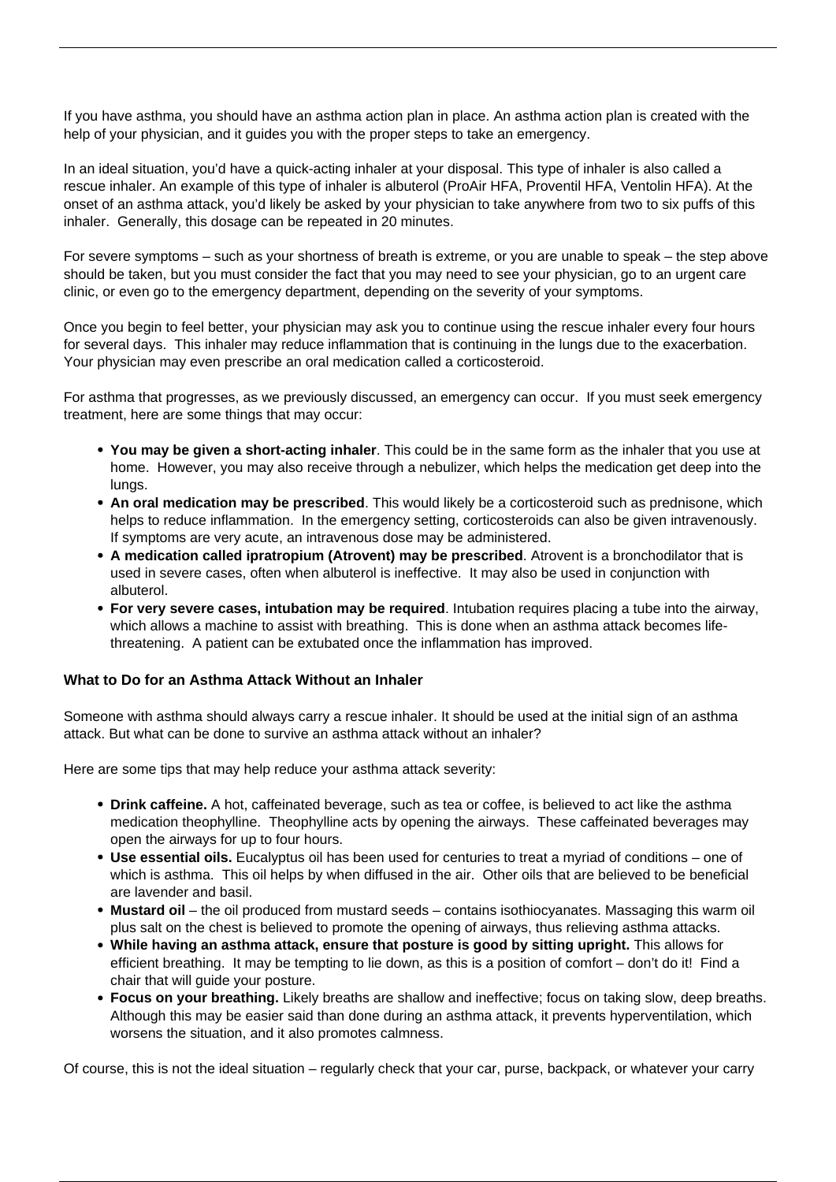If you have asthma, you should have an asthma action plan in place. An asthma action plan is created with the help of your physician, and it guides you with the proper steps to take an emergency.

In an ideal situation, you'd have a quick-acting inhaler at your disposal. This type of inhaler is also called a rescue inhaler. An example of this type of inhaler is albuterol (ProAir HFA, Proventil HFA, Ventolin HFA). At the onset of an asthma attack, you'd likely be asked by your physician to take anywhere from two to six puffs of this inhaler. Generally, this dosage can be repeated in 20 minutes.

For severe symptoms – such as your shortness of breath is extreme, or you are unable to speak – the step above should be taken, but you must consider the fact that you may need to see your physician, go to an urgent care clinic, or even go to the emergency department, depending on the severity of your symptoms.

Once you begin to feel better, your physician may ask you to continue using the rescue inhaler every four hours for several days. This inhaler may reduce inflammation that is continuing in the lungs due to the exacerbation. Your physician may even prescribe an oral medication called a corticosteroid.

For asthma that progresses, as we previously discussed, an emergency can occur. If you must seek emergency treatment, here are some things that may occur:

- **You may be given a short-acting inhaler**. This could be in the same form as the inhaler that you use at home. However, you may also receive through a nebulizer, which helps the medication get deep into the lungs.
- **An oral medication may be prescribed**. This would likely be a corticosteroid such as prednisone, which helps to reduce inflammation. In the emergency setting, corticosteroids can also be given intravenously. If symptoms are very acute, an intravenous dose may be administered.
- **A medication called ipratropium (Atrovent) may be prescribed**. Atrovent is a bronchodilator that is used in severe cases, often when albuterol is ineffective. It may also be used in conjunction with albuterol.
- **For very severe cases, intubation may be required**. Intubation requires placing a tube into the airway, which allows a machine to assist with breathing. This is done when an asthma attack becomes life-threatening. A patient can be extubated once the inflammation has improved.

**What to Do for an Asthma Attack Without an Inhaler**

Someone with asthma should always carry a rescue inhaler. It should be used at the initial sign of an asthma attack. But what can be done to survive an asthma attack without an inhaler?

Here are some tips that may help reduce your asthma attack severity:

- **Drink caffeine.** A hot, caffeinated beverage, such as tea or coffee, is believed to act like the asthma medication theophylline. Theophylline acts by opening the airways. These caffeinated beverages may open the airways for up to four hours.
- **Use essential oils.** Eucalyptus oil has been used for centuries to treat a myriad of conditions – one of which is asthma. This oil helps by when diffused in the air. Other oils that are believed to be beneficial are lavender and basil.
- **Mustard oil** – the oil produced from mustard seeds – contains isothiocyanates. Massaging this warm oil plus salt on the chest is believed to promote the opening of airways, thus relieving asthma attacks.
- **While having an asthma attack, ensure that posture is good by sitting upright.** This allows for efficient breathing. It may be tempting to lie down, as this is a position of comfort – don't do it! Find a chair that will guide your posture.
- **Focus on your breathing.** Likely breaths are shallow and ineffective; focus on taking slow, deep breaths. Although this may be easier said than done during an asthma attack, it prevents hyperventilation, which worsens the situation, and it also promotes calmness.

Of course, this is not the ideal situation – regularly check that your car, purse, backpack, or whatever your carry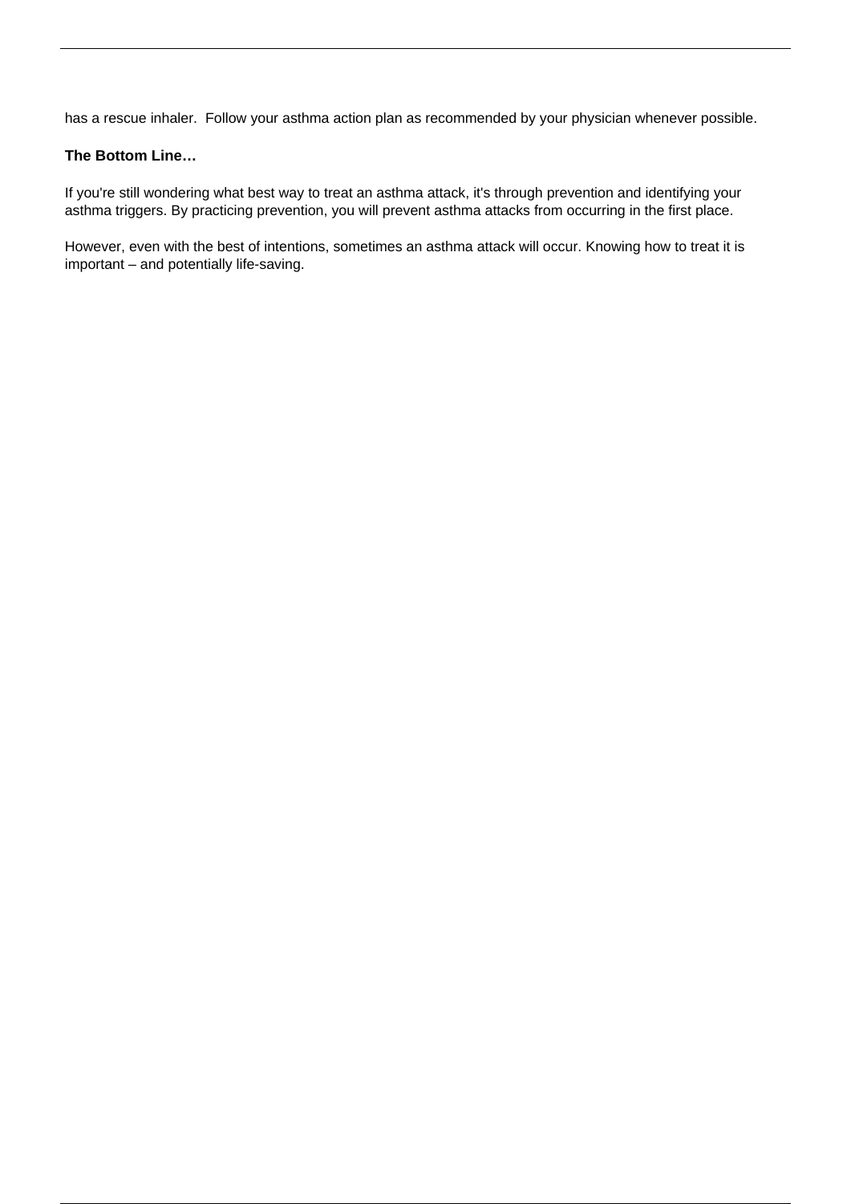has a rescue inhaler.  Follow your asthma action plan as recommended by your physician whenever possible.

**The Bottom Line…**

If you're still wondering what best way to treat an asthma attack, it's through prevention and identifying your asthma triggers. By practicing prevention, you will prevent asthma attacks from occurring in the first place.

However, even with the best of intentions, sometimes an asthma attack will occur. Knowing how to treat it is important – and potentially life-saving.